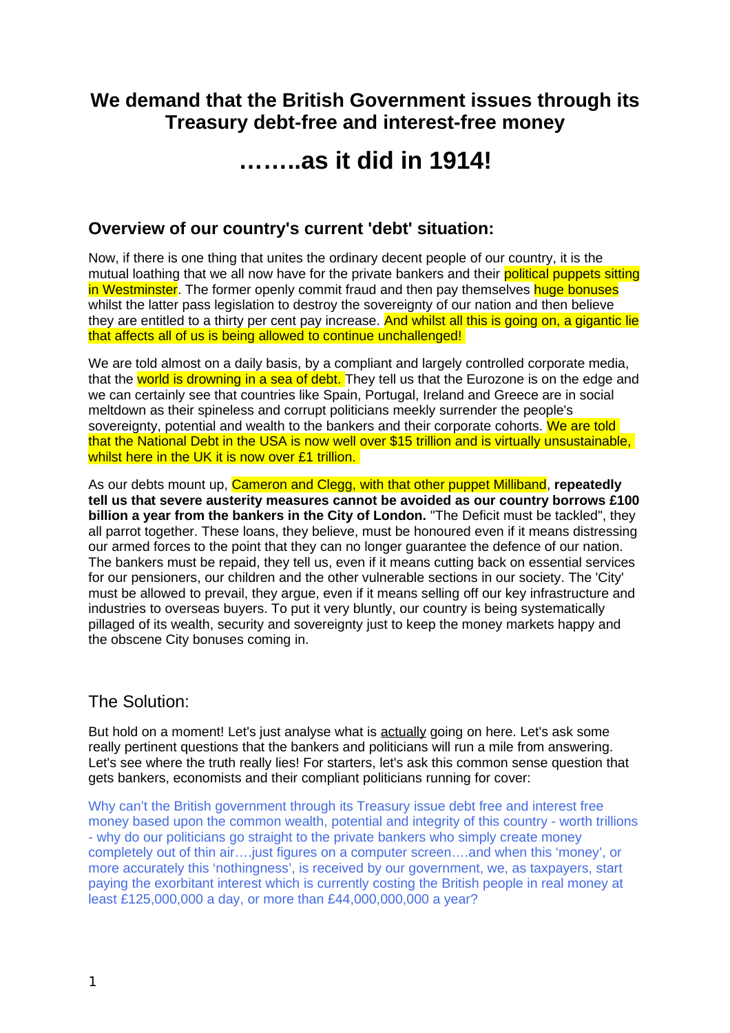# We demand that the British Government issues through its Treasury debt-free and interest-free money

# ……..as it did in 1914!

## Overview of our country's current 'debt' situation:

Now, if there is one thing that unites the ordinary decent people of our country, it is the mutual loathing that we all now have for the private bankers and their political puppets sitting in Westminster. The former openly commit fraud and then pay themselves huge bonuses whilst the latter pass legislation to destroy the sovereignty of our nation and then believe they are entitled to a thirty per cent pay increase. And whilst all this is going on, a gigantic lie that affects all of us is being allowed to continue unchallenged!

We are told almost on a daily basis, by a compliant and largely controlled corporate media, that the world is drowning in a sea of debt. They tell us that the Eurozone is on the edge and we can certainly see that countries like Spain, Portugal, Ireland and Greece are in social meltdown as their spineless and corrupt politicians meekly surrender the people's sovereignty, potential and wealth to the bankers and their corporate cohorts. We are told that the National Debt in the USA is now well over $15 trillion and is virtually unsustainable, whilst here in the UK it is now over £1 trillion.

As our debts mount up, Cameron and Clegg, with that other puppet Milliband, **repeatedly tell us that severe austerity measures cannot be avoided as our country borrows £100 billion a year from the bankers in the City of London.** "The Deficit must be tackled", they all parrot together. These loans, they believe, must be honoured even if it means distressing our armed forces to the point that they can no longer guarantee the defence of our nation. The bankers must be repaid, they tell us, even if it means cutting back on essential services for our pensioners, our children and the other vulnerable sections in our society. The 'City' must be allowed to prevail, they argue, even if it means selling off our key infrastructure and industries to overseas buyers. To put it very bluntly, our country is being systematically pillaged of its wealth, security and sovereignty just to keep the money markets happy and the obscene City bonuses coming in.

## The Solution:

But hold on a moment! Let's just analyse what is actually going on here. Let's ask some really pertinent questions that the bankers and politicians will run a mile from answering. Let's see where the truth really lies! For starters, let's ask this common sense question that gets bankers, economists and their compliant politicians running for cover:

Why can't the British government through its Treasury issue debt free and interest free money based upon the common wealth, potential and integrity of this country - worth trillions - why do our politicians go straight to the private bankers who simply create money completely out of thin air….just figures on a computer screen….and when this 'money', or more accurately this 'nothingness', is received by our government, we, as taxpayers, start paying the exorbitant interest which is currently costing the British people in real money at least £125,000,000 a day, or more than £44,000,000,000 a year?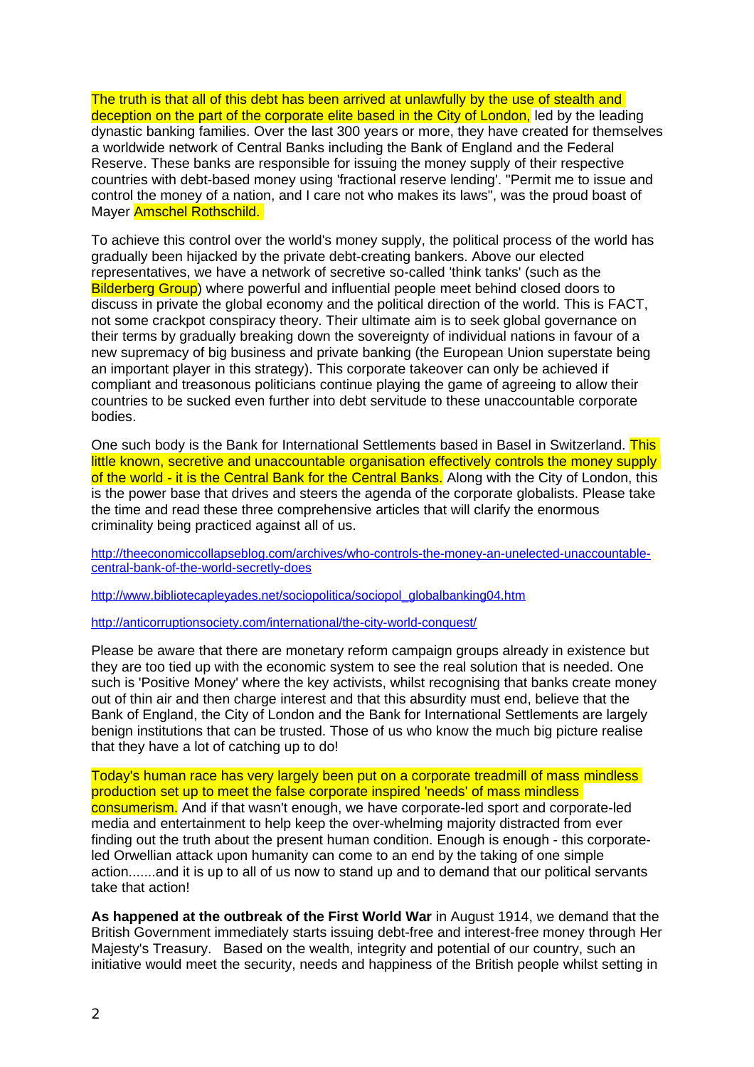The truth is that all of this debt has been arrived at unlawfully by the use of stealth and deception on the part of the corporate elite based in the City of London, led by the leading dynastic banking families. Over the last 300 years or more, they have created for themselves a worldwide network of Central Banks including the Bank of England and the Federal Reserve. These banks are responsible for issuing the money supply of their respective countries with debt-based money using 'fractional reserve lending'. "Permit me to issue and control the money of a nation, and I care not who makes its laws", was the proud boast of Mayer Amschel Rothschild.

To achieve this control over the world's money supply, the political process of the world has gradually been hijacked by the private debt-creating bankers. Above our elected representatives, we have a network of secretive so-called 'think tanks' (such as the Bilderberg Group) where powerful and influential people meet behind closed doors to discuss in private the global economy and the political direction of the world. This is FACT, not some crackpot conspiracy theory. Their ultimate aim is to seek global governance on their terms by gradually breaking down the sovereignty of individual nations in favour of a new supremacy of big business and private banking (the European Union superstate being an important player in this strategy). This corporate takeover can only be achieved if compliant and treasonous politicians continue playing the game of agreeing to allow their countries to be sucked even further into debt servitude to these unaccountable corporate bodies.

One such body is the Bank for International Settlements based in Basel in Switzerland. This little known, secretive and unaccountable organisation effectively controls the money supply of the world - it is the Central Bank for the Central Banks. Along with the City of London, this is the power base that drives and steers the agenda of the corporate globalists. Please take the time and read these three comprehensive articles that will clarify the enormous criminality being practiced against all of us.

http://theeconomiccollapseblog.com/archives/who-controls-the-money-an-unelected-unaccountable-central-bank-of-the-world-secretly-does

http://www.bibliotecapleyades.net/sociopolitica/sociopol_globalbanking04.htm

http://anticorruptionsociety.com/international/the-city-world-conquest/

Please be aware that there are monetary reform campaign groups already in existence but they are too tied up with the economic system to see the real solution that is needed. One such is 'Positive Money' where the key activists, whilst recognising that banks create money out of thin air and then charge interest and that this absurdity must end, believe that the Bank of England, the City of London and the Bank for International Settlements are largely benign institutions that can be trusted. Those of us who know the much big picture realise that they have a lot of catching up to do!

Today's human race has very largely been put on a corporate treadmill of mass mindless production set up to meet the false corporate inspired 'needs' of mass mindless consumerism. And if that wasn't enough, we have corporate-led sport and corporate-led media and entertainment to help keep the over-whelming majority distracted from ever finding out the truth about the present human condition. Enough is enough - this corporate-led Orwellian attack upon humanity can come to an end by the taking of one simple action.......and it is up to all of us now to stand up and to demand that our political servants take that action!

**As happened at the outbreak of the First World War** in August 1914, we demand that the British Government immediately starts issuing debt-free and interest-free money through Her Majesty's Treasury. Based on the wealth, integrity and potential of our country, such an initiative would meet the security, needs and happiness of the British people whilst setting in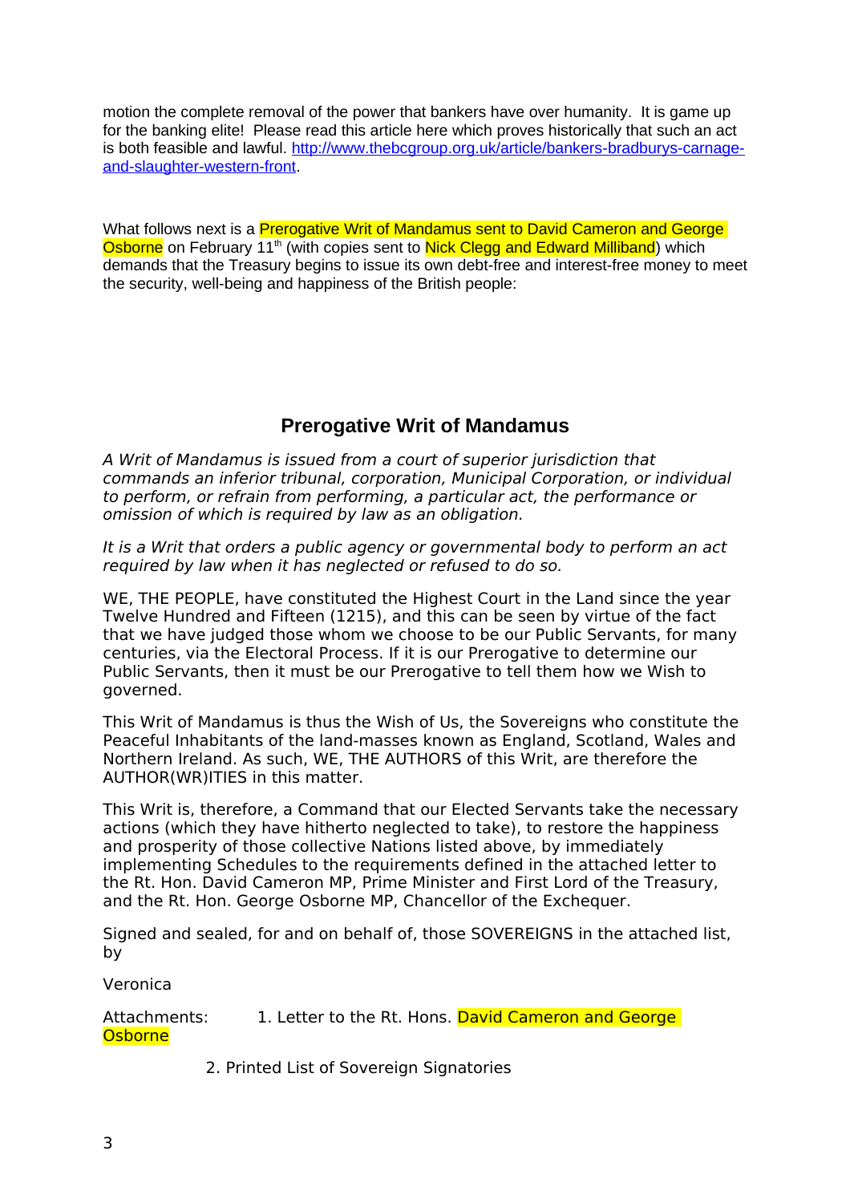motion the complete removal of the power that bankers have over humanity. It is game up for the banking elite! Please read this article here which proves historically that such an act is both feasible and lawful. http://www.thebcgroup.org.uk/article/bankers-bradburys-carnage-and-slaughter-western-front.

What follows next is a Prerogative Writ of Mandamus sent to David Cameron and George Osborne on February 11th (with copies sent to Nick Clegg and Edward Milliband) which demands that the Treasury begins to issue its own debt-free and interest-free money to meet the security, well-being and happiness of the British people:

## Prerogative Writ of Mandamus

*A Writ of Mandamus is issued from a court of superior jurisdiction that commands an inferior tribunal, corporation, Municipal Corporation, or individual to perform, or refrain from performing, a particular act, the performance or omission of which is required by law as an obligation.*

*It is a Writ that orders a public agency or governmental body to perform an act required by law when it has neglected or refused to do so.*

WE, THE PEOPLE, have constituted the Highest Court in the Land since the year Twelve Hundred and Fifteen (1215), and this can be seen by virtue of the fact that we have judged those whom we choose to be our Public Servants, for many centuries, via the Electoral Process. If it is our Prerogative to determine our Public Servants, then it must be our Prerogative to tell them how we Wish to governed.

This Writ of Mandamus is thus the Wish of Us, the Sovereigns who constitute the Peaceful Inhabitants of the land-masses known as England, Scotland, Wales and Northern Ireland. As such, WE, THE AUTHORS of this Writ, are therefore the AUTHOR(WR)ITIES in this matter.

This Writ is, therefore, a Command that our Elected Servants take the necessary actions (which they have hitherto neglected to take), to restore the happiness and prosperity of those collective Nations listed above, by immediately implementing Schedules to the requirements defined in the attached letter to the Rt. Hon. David Cameron MP, Prime Minister and First Lord of the Treasury, and the Rt. Hon. George Osborne MP, Chancellor of the Exchequer.

Signed and sealed, for and on behalf of, those SOVEREIGNS in the attached list, by

Veronica

Attachments:
1. Letter to the Rt. Hons. David Cameron and George Osborne
2. Printed List of Sovereign Signatories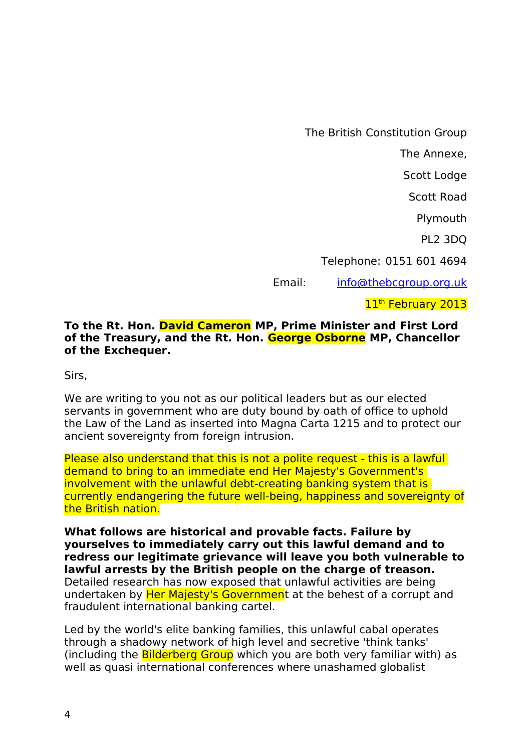The British Constitution Group

The Annexe,

Scott Lodge

Scott Road

Plymouth

PL2 3DQ

Telephone: 0151 601 4694

Email: info@thebcgroup.org.uk

11th February 2013

**To the Rt. Hon. David Cameron MP, Prime Minister and First Lord of the Treasury, and the Rt. Hon. George Osborne MP, Chancellor of the Exchequer.**

Sirs,

We are writing to you not as our political leaders but as our elected servants in government who are duty bound by oath of office to uphold the Law of the Land as inserted into Magna Carta 1215 and to protect our ancient sovereignty from foreign intrusion.

Please also understand that this is not a polite request - this is a lawful demand to bring to an immediate end Her Majesty's Government's involvement with the unlawful debt-creating banking system that is currently endangering the future well-being, happiness and sovereignty of the British nation.

**What follows are historical and provable facts. Failure by yourselves to immediately carry out this lawful demand and to redress our legitimate grievance will leave you both vulnerable to lawful arrests by the British people on the charge of treason.** Detailed research has now exposed that unlawful activities are being undertaken by Her Majesty's Government at the behest of a corrupt and fraudulent international banking cartel.

Led by the world's elite banking families, this unlawful cabal operates through a shadowy network of high level and secretive 'think tanks' (including the Bilderberg Group which you are both very familiar with) as well as quasi international conferences where unashamed globalist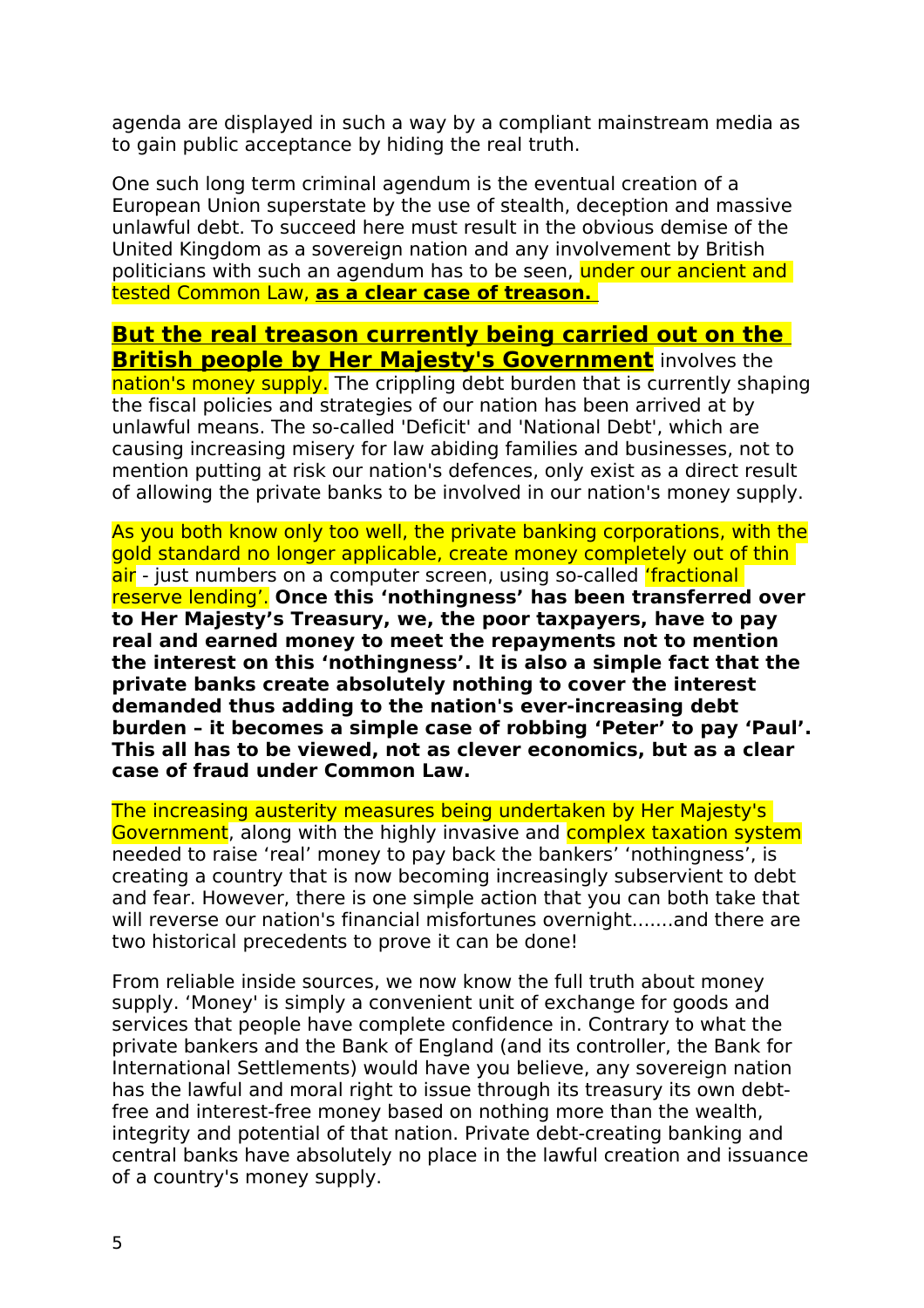agenda are displayed in such a way by a compliant mainstream media as to gain public acceptance by hiding the real truth.

One such long term criminal agendum is the eventual creation of a European Union superstate by the use of stealth, deception and massive unlawful debt. To succeed here must result in the obvious demise of the United Kingdom as a sovereign nation and any involvement by British politicians with such an agendum has to be seen, under our ancient and tested Common Law, **as a clear case of treason.**

**But the real treason currently being carried out on the British people by Her Majesty's Government** involves the nation's money supply. The crippling debt burden that is currently shaping the fiscal policies and strategies of our nation has been arrived at by unlawful means. The so-called 'Deficit' and 'National Debt', which are causing increasing misery for law abiding families and businesses, not to mention putting at risk our nation's defences, only exist as a direct result of allowing the private banks to be involved in our nation's money supply.

As you both know only too well, the private banking corporations, with the gold standard no longer applicable, create money completely out of thin air - just numbers on a computer screen, using so-called 'fractional reserve lending'. **Once this 'nothingness' has been transferred over to Her Majesty's Treasury, we, the poor taxpayers, have to pay real and earned money to meet the repayments not to mention the interest on this 'nothingness'. It is also a simple fact that the private banks create absolutely nothing to cover the interest demanded thus adding to the nation's ever-increasing debt burden – it becomes a simple case of robbing 'Peter' to pay 'Paul'. This all has to be viewed, not as clever economics, but as a clear case of fraud under Common Law.**

The increasing austerity measures being undertaken by Her Majesty's Government, along with the highly invasive and complex taxation system needed to raise 'real' money to pay back the bankers' 'nothingness', is creating a country that is now becoming increasingly subservient to debt and fear. However, there is one simple action that you can both take that will reverse our nation's financial misfortunes overnight.......and there are two historical precedents to prove it can be done!

From reliable inside sources, we now know the full truth about money supply. 'Money' is simply a convenient unit of exchange for goods and services that people have complete confidence in. Contrary to what the private bankers and the Bank of England (and its controller, the Bank for International Settlements) would have you believe, any sovereign nation has the lawful and moral right to issue through its treasury its own debt-free and interest-free money based on nothing more than the wealth, integrity and potential of that nation. Private debt-creating banking and central banks have absolutely no place in the lawful creation and issuance of a country's money supply.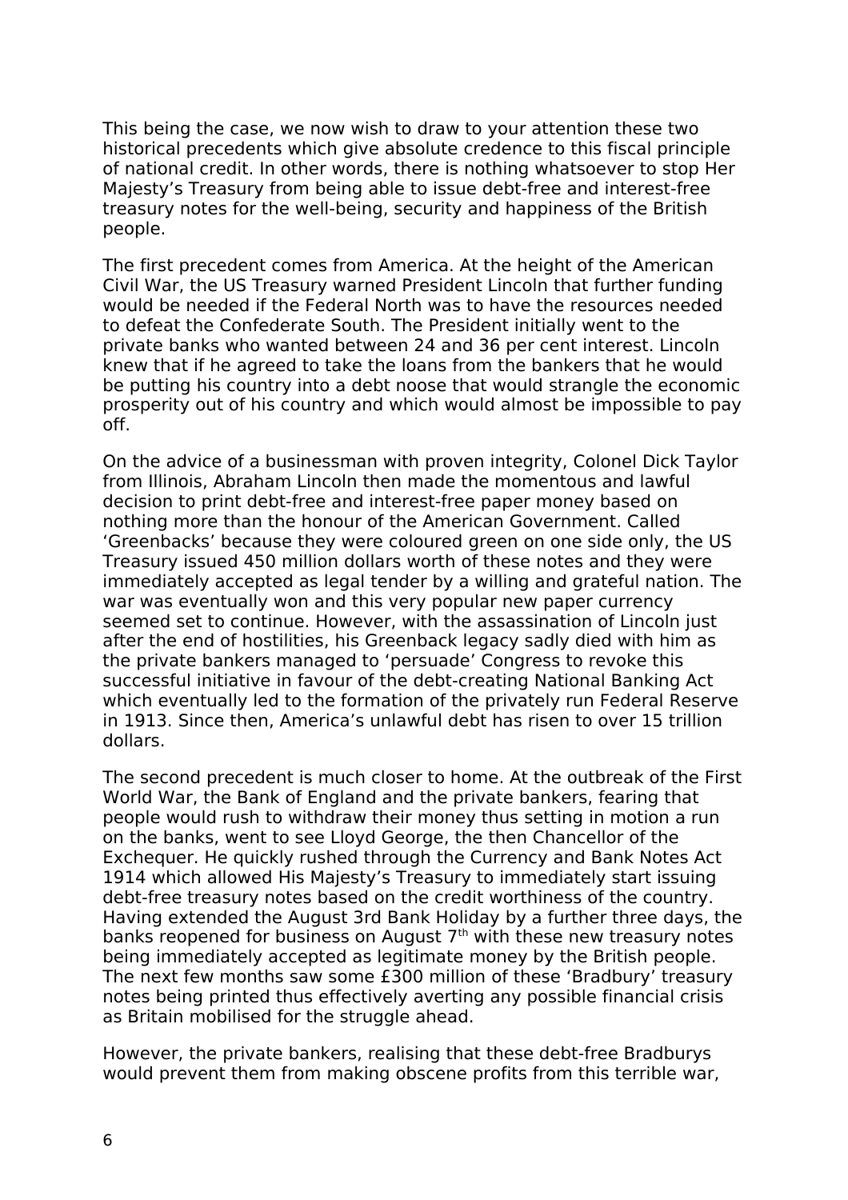This being the case, we now wish to draw to your attention these two historical precedents which give absolute credence to this fiscal principle of national credit. In other words, there is nothing whatsoever to stop Her Majesty's Treasury from being able to issue debt-free and interest-free treasury notes for the well-being, security and happiness of the British people.

The first precedent comes from America. At the height of the American Civil War, the US Treasury warned President Lincoln that further funding would be needed if the Federal North was to have the resources needed to defeat the Confederate South. The President initially went to the private banks who wanted between 24 and 36 per cent interest. Lincoln knew that if he agreed to take the loans from the bankers that he would be putting his country into a debt noose that would strangle the economic prosperity out of his country and which would almost be impossible to pay off.

On the advice of a businessman with proven integrity, Colonel Dick Taylor from Illinois, Abraham Lincoln then made the momentous and lawful decision to print debt-free and interest-free paper money based on nothing more than the honour of the American Government. Called 'Greenbacks' because they were coloured green on one side only, the US Treasury issued 450 million dollars worth of these notes and they were immediately accepted as legal tender by a willing and grateful nation. The war was eventually won and this very popular new paper currency seemed set to continue. However, with the assassination of Lincoln just after the end of hostilities, his Greenback legacy sadly died with him as the private bankers managed to 'persuade' Congress to revoke this successful initiative in favour of the debt-creating National Banking Act which eventually led to the formation of the privately run Federal Reserve in 1913. Since then, America's unlawful debt has risen to over 15 trillion dollars.

The second precedent is much closer to home. At the outbreak of the First World War, the Bank of England and the private bankers, fearing that people would rush to withdraw their money thus setting in motion a run on the banks, went to see Lloyd George, the then Chancellor of the Exchequer. He quickly rushed through the Currency and Bank Notes Act 1914 which allowed His Majesty's Treasury to immediately start issuing debt-free treasury notes based on the credit worthiness of the country. Having extended the August 3rd Bank Holiday by a further three days, the banks reopened for business on August 7th with these new treasury notes being immediately accepted as legitimate money by the British people. The next few months saw some £300 million of these 'Bradbury' treasury notes being printed thus effectively averting any possible financial crisis as Britain mobilised for the struggle ahead.

However, the private bankers, realising that these debt-free Bradburys would prevent them from making obscene profits from this terrible war,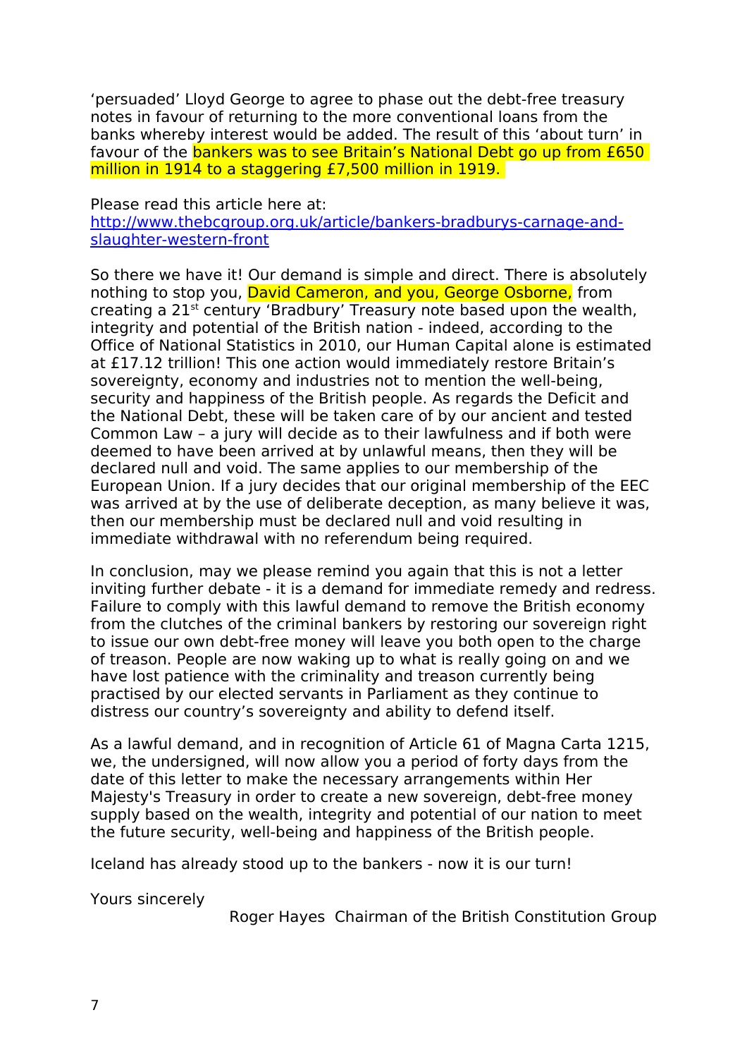'persuaded' Lloyd George to agree to phase out the debt-free treasury notes in favour of returning to the more conventional loans from the banks whereby interest would be added. The result of this 'about turn' in favour of the bankers was to see Britain's National Debt go up from £650 million in 1914 to a staggering £7,500 million in 1919.

Please read this article here at:
[http://www.thebcgroup.org.uk/article/bankers-bradburys-carnage-and-slaughter-western-front](http://www.thebcgroup.org.uk/article/bankers-bradburys-carnage-and-slaughter-western-front)

So there we have it! Our demand is simple and direct. There is absolutely nothing to stop you, David Cameron, and you, George Osborne, from creating a 21st century 'Bradbury' Treasury note based upon the wealth, integrity and potential of the British nation - indeed, according to the Office of National Statistics in 2010, our Human Capital alone is estimated at £17.12 trillion! This one action would immediately restore Britain's sovereignty, economy and industries not to mention the well-being, security and happiness of the British people. As regards the Deficit and the National Debt, these will be taken care of by our ancient and tested Common Law – a jury will decide as to their lawfulness and if both were deemed to have been arrived at by unlawful means, then they will be declared null and void. The same applies to our membership of the European Union. If a jury decides that our original membership of the EEC was arrived at by the use of deliberate deception, as many believe it was, then our membership must be declared null and void resulting in immediate withdrawal with no referendum being required.

In conclusion, may we please remind you again that this is not a letter inviting further debate - it is a demand for immediate remedy and redress. Failure to comply with this lawful demand to remove the British economy from the clutches of the criminal bankers by restoring our sovereign right to issue our own debt-free money will leave you both open to the charge of treason. People are now waking up to what is really going on and we have lost patience with the criminality and treason currently being practised by our elected servants in Parliament as they continue to distress our country's sovereignty and ability to defend itself.

As a lawful demand, and in recognition of Article 61 of Magna Carta 1215, we, the undersigned, will now allow you a period of forty days from the date of this letter to make the necessary arrangements within Her Majesty's Treasury in order to create a new sovereign, debt-free money supply based on the wealth, integrity and potential of our nation to meet the future security, well-being and happiness of the British people.

Iceland has already stood up to the bankers - now it is our turn!

Yours sincerely

Roger Hayes Chairman of the British Constitution Group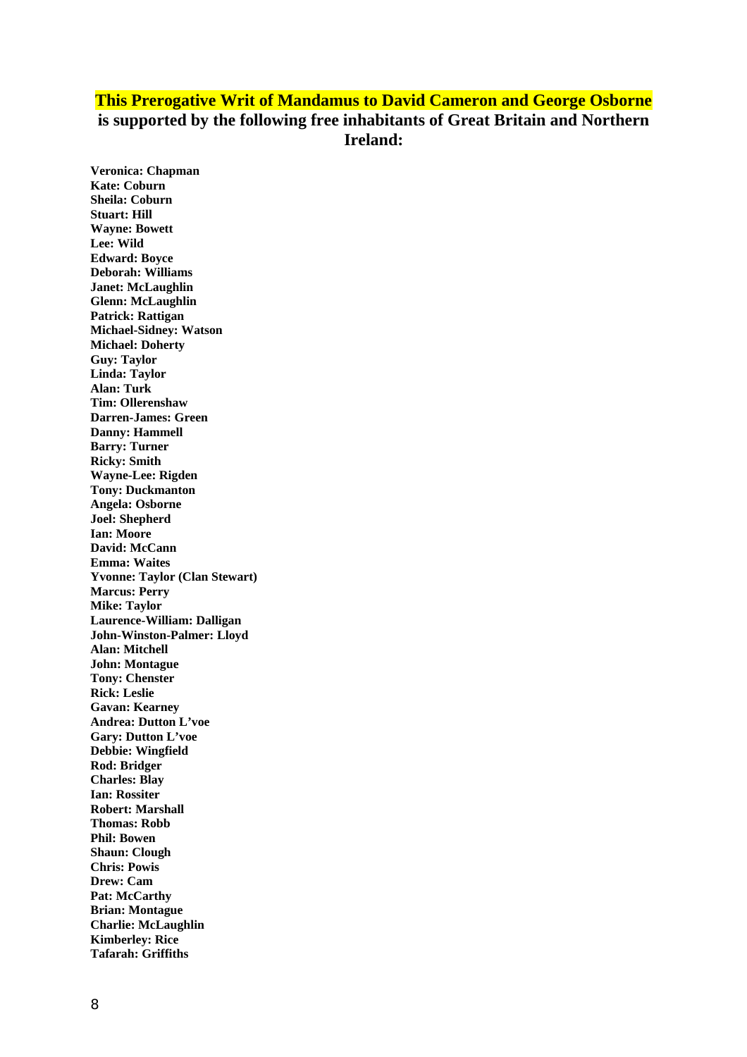**This Prerogative Writ of Mandamus to David Cameron and George Osborne is supported by the following free inhabitants of Great Britain and Northern Ireland:**

**Veronica: Chapman**
**Kate: Coburn**
**Sheila: Coburn**
**Stuart: Hill**
**Wayne: Bowett**
**Lee: Wild**
**Edward: Boyce**
**Deborah: Williams**
**Janet: McLaughlin**
**Glenn: McLaughlin**
**Patrick: Rattigan**
**Michael-Sidney: Watson**
**Michael: Doherty**
**Guy: Taylor**
**Linda: Taylor**
**Alan: Turk**
**Tim: Ollerenshaw**
**Darren-James: Green**
**Danny: Hammell**
**Barry: Turner**
**Ricky: Smith**
**Wayne-Lee: Rigden**
**Tony: Duckmanton**
**Angela: Osborne**
**Joel: Shepherd**
**Ian: Moore**
**David: McCann**
**Emma: Waites**
**Yvonne: Taylor (Clan Stewart)**
**Marcus: Perry**
**Mike: Taylor**
**Laurence-William: Dalligan**
**John-Winston-Palmer: Lloyd**
**Alan: Mitchell**
**John: Montague**
**Tony: Chenster**
**Rick: Leslie**
**Gavan: Kearney**
**Andrea: Dutton L'voe**
**Gary: Dutton L'voe**
**Debbie: Wingfield**
**Rod: Bridger**
**Charles: Blay**
**Ian: Rossiter**
**Robert: Marshall**
**Thomas: Robb**
**Phil: Bowen**
**Shaun: Clough**
**Chris: Powis**
**Drew: Cam**
**Pat: McCarthy**
**Brian: Montague**
**Charlie: McLaughlin**
**Kimberley: Rice**
**Tafarah: Griffiths**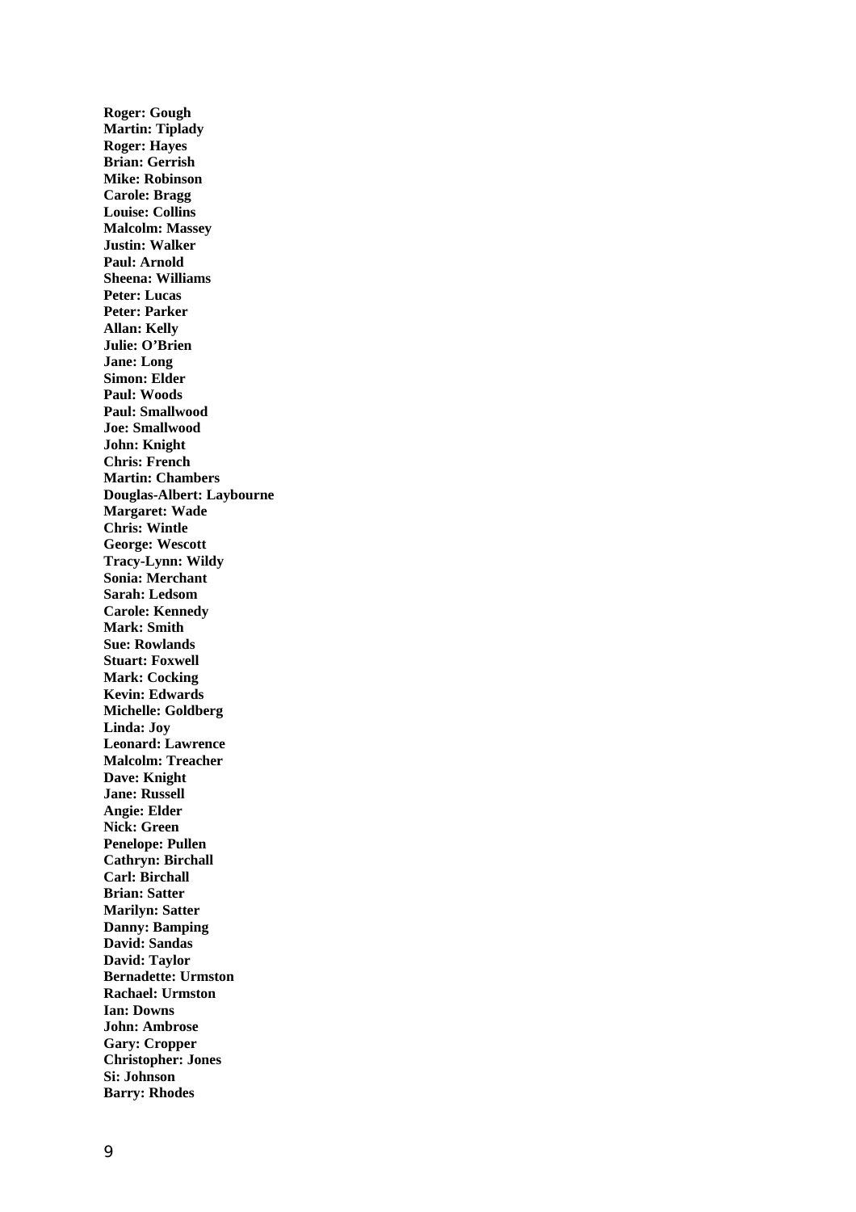**Roger: Gough**
**Martin: Tiplady**
**Roger: Hayes**
**Brian: Gerrish**
**Mike: Robinson**
**Carole: Bragg**
**Louise: Collins**
**Malcolm: Massey**
**Justin: Walker**
**Paul: Arnold**
**Sheena: Williams**
**Peter: Lucas**
**Peter: Parker**
**Allan: Kelly**
**Julie: O'Brien**
**Jane: Long**
**Simon: Elder**
**Paul: Woods**
**Paul: Smallwood**
**Joe: Smallwood**
**John: Knight**
**Chris: French**
**Martin: Chambers**
**Douglas-Albert: Laybourne**
**Margaret: Wade**
**Chris: Wintle**
**George: Wescott**
**Tracy-Lynn: Wildy**
**Sonia: Merchant**
**Sarah: Ledsom**
**Carole: Kennedy**
**Mark: Smith**
**Sue: Rowlands**
**Stuart: Foxwell**
**Mark: Cocking**
**Kevin: Edwards**
**Michelle: Goldberg**
**Linda: Joy**
**Leonard: Lawrence**
**Malcolm: Treacher**
**Dave: Knight**
**Jane: Russell**
**Angie: Elder**
**Nick: Green**
**Penelope: Pullen**
**Cathryn: Birchall**
**Carl: Birchall**
**Brian: Satter**
**Marilyn: Satter**
**Danny: Bamping**
**David: Sandas**
**David: Taylor**
**Bernadette: Urmston**
**Rachael: Urmston**
**Ian: Downs**
**John: Ambrose**
**Gary: Cropper**
**Christopher: Jones**
**Si: Johnson**
**Barry: Rhodes**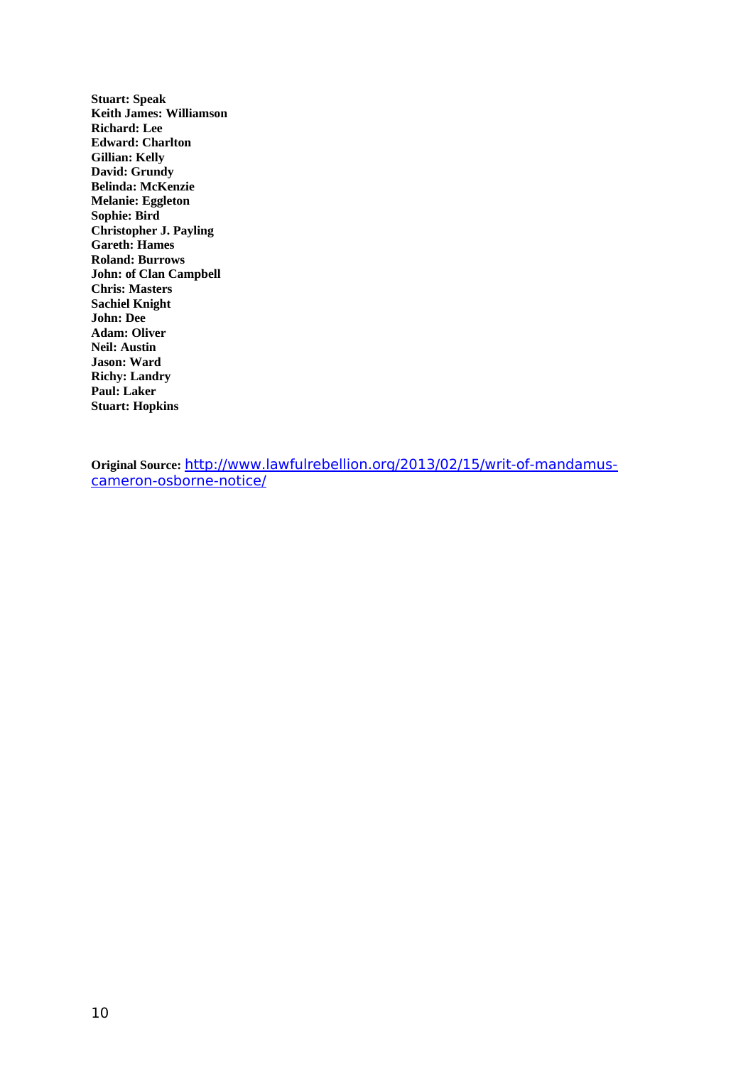**Stuart: Speak**
**Keith James: Williamson**
**Richard: Lee**
**Edward: Charlton**
**Gillian: Kelly**
**David: Grundy**
**Belinda: McKenzie**
**Melanie: Eggleton**
**Sophie: Bird**
**Christopher J. Payling**
**Gareth: Hames**
**Roland: Burrows**
**John: of Clan Campbell**
**Chris: Masters**
**Sachiel Knight**
**John: Dee**
**Adam: Oliver**
**Neil: Austin**
**Jason: Ward**
**Richy: Landry**
**Paul: Laker**
**Stuart: Hopkins**

**Original Source:** http://www.lawfulrebellion.org/2013/02/15/writ-of-mandamus-cameron-osborne-notice/